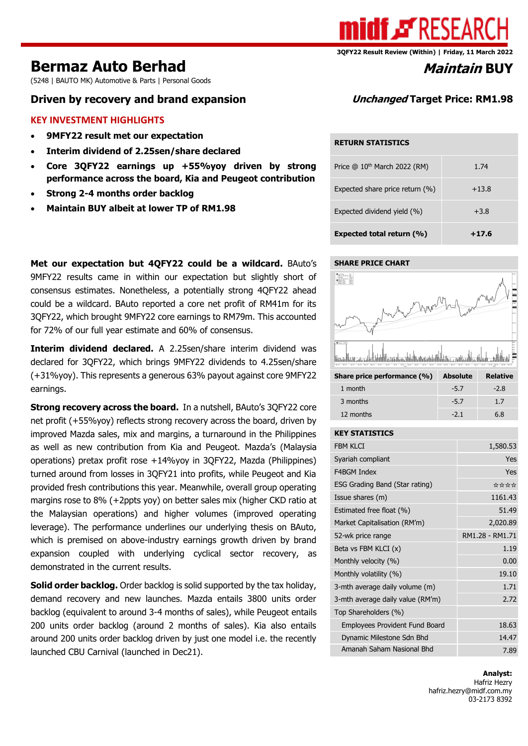midf RESEARCH

3QFY22 Result Review (Within) | Friday, 11 March 2022

# Bermaz Auto Berhad

(5248 | BAUTO MK) Automotive & Parts | Personal Goods

## *Maintain* BUY

## Driven by recovery and brand expansion

### *Unchanged* Target Price: RM1.98

### KEY INVESTMENT HIGHLIGHTS

- **9MFY22 result met our expectation**
- **Interim dividend of 2.25sen/share declared**
- **Core 3QFY22 earnings up +55%yoy driven by strong performance across the board, Kia and Peugeot contribution**
- **Strong 2-4 months order backlog**
- **Maintain BUY albeit at lower TP of RM1.98**

**Met our expectation but 4QFY22 could be a wildcard.** BAuto's 9MFY22 results came in within our expectation but slightly short of consensus estimates. Nonetheless, a potentially strong 4QFY22 ahead could be a wildcard. BAuto reported a core net profit of RM41m for its 3QFY22, which brought 9MFY22 core earnings to RM79m. This accounted for 72% of our full year estimate and 60% of consensus.

**Interim dividend declared.** A 2.25sen/share interim dividend was declared for 3QFY22, which brings 9MFY22 dividends to 4.25sen/share (+31%yoy). This represents a generous 63% payout against core 9MFY22 earnings.

**Strong recovery across the board.** In a nutshell, BAuto's 3QFY22 core net profit (+55%yoy) reflects strong recovery across the board, driven by improved Mazda sales, mix and margins, a turnaround in the Philippines as well as new contribution from Kia and Peugeot. Mazda's (Malaysia operations) pretax profit rose +14%yoy in 3QFY22, Mazda (Philippines) turned around from losses in 3QFY21 into profits, while Peugeot and Kia provided fresh contributions this year. Meanwhile, overall group operating margins rose to 8% (+2ppts yoy) on better sales mix (higher CKD ratio at the Malaysian operations) and higher volumes (improved operating leverage). The performance underlines our underlying thesis on BAuto, which is premised on above-industry earnings growth driven by brand expansion coupled with underlying cyclical sector recovery, as demonstrated in the current results.

**Solid order backlog.** Order backlog is solid supported by the tax holiday, demand recovery and new launches. Mazda entails 3800 units order backlog (equivalent to around 3-4 months of sales), while Peugeot entails 200 units order backlog (around 2 months of sales). Kia also entails around 200 units order backlog driven by just one model i.e. the recently launched CBU Carnival (launched in Dec21).

| RETURN STATISTICS | |
|---|---|
| Price @ 10th March 2022 (RM) | 1.74 |
| Expected share price return (%) | +13.8 |
| Expected dividend yield (%) | +3.8 |
| **Expected total return (%)** | **+17.6** |

**SHARE PRICE CHART**

| Share price performance (%) | Absolute | Relative |
|---|---|---|
| 1 month | -5.7 | -2.8 |
| 3 months | -5.7 | 1.7 |
| 12 months | -2.1 | 6.8 |

| KEY STATISTICS | |
|---|---|
| FBM KLCI | 1,580.53 |
| Syariah compliant | Yes |
| F4BGM Index | Yes |
| ESG Grading Band (Star rating) | ☆☆☆☆ |
| Issue shares (m) | 1161.43 |
| Estimated free float (%) | 51.49 |
| Market Capitalisation (RM'm) | 2,020.89 |
| 52-wk price range | RM1.28 - RM1.71 |
| Beta vs FBM KLCI (x) | 1.19 |
| Monthly velocity (%) | 0.00 |
| Monthly volatility (%) | 19.10 |
| 3-mth average daily volume (m) | 1.71 |
| 3-mth average daily value (RM'm) | 2.72 |
| Top Shareholders (%) | |
| Employees Provident Fund Board | 18.63 |
| Dynamic Milestone Sdn Bhd | 14.47 |
| Amanah Saham Nasional Bhd | 7.89 |

**Analyst:**
Hafriz Hezry
hafriz.hezry@midf.com.my
03-2173 8392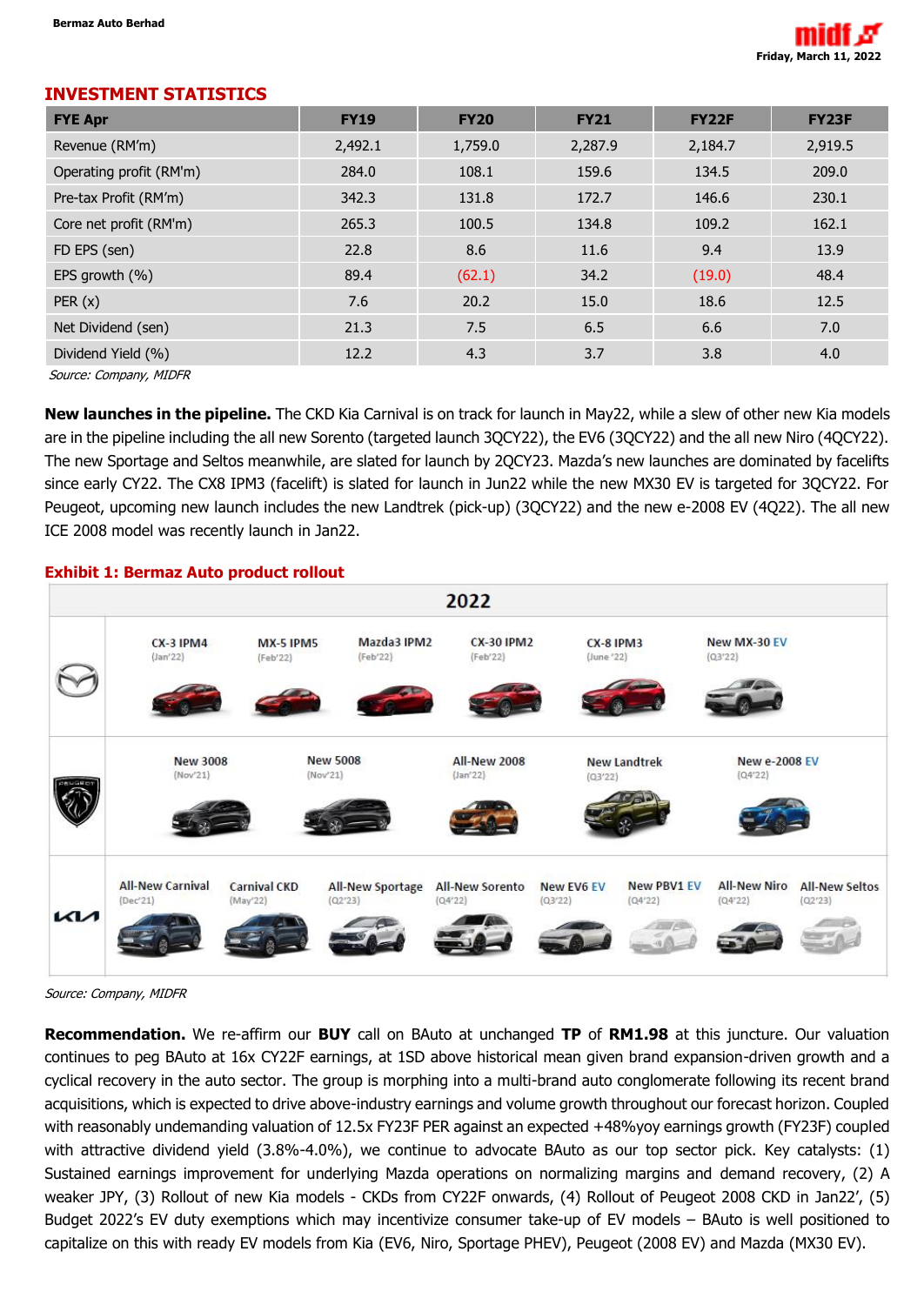## INVESTMENT STATISTICS

| FYE Apr | FY19 | FY20 | FY21 | FY22F | FY23F |
|---|---|---|---|---|---|
| Revenue (RM'm) | 2,492.1 | 1,759.0 | 2,287.9 | 2,184.7 | 2,919.5 |
| Operating profit (RM'm) | 284.0 | 108.1 | 159.6 | 134.5 | 209.0 |
| Pre-tax Profit (RM'm) | 342.3 | 131.8 | 172.7 | 146.6 | 230.1 |
| Core net profit (RM'm) | 265.3 | 100.5 | 134.8 | 109.2 | 162.1 |
| FD EPS (sen) | 22.8 | 8.6 | 11.6 | 9.4 | 13.9 |
| EPS growth (%) | 89.4 | (62.1) | 34.2 | (19.0) | 48.4 |
| PER (x) | 7.6 | 20.2 | 15.0 | 18.6 | 12.5 |
| Net Dividend (sen) | 21.3 | 7.5 | 6.5 | 6.6 | 7.0 |
| Dividend Yield (%) | 12.2 | 4.3 | 3.7 | 3.8 | 4.0 |

*Source: Company, MIDFR*

**New launches in the pipeline.** The CKD Kia Carnival is on track for launch in May22, while a slew of other new Kia models are in the pipeline including the all new Sorento (targeted launch 3QCY22), the EV6 (3QCY22) and the all new Niro (4QCY22). The new Sportage and Seltos meanwhile, are slated for launch by 2QCY23. Mazda's new launches are dominated by facelifts since early CY22. The CX8 IPM3 (facelift) is slated for launch in Jun22 while the new MX30 EV is targeted for 3QCY22. For Peugeot, upcoming new launch includes the new Landtrek (pick-up) (3QCY22) and the new e-2008 EV (4Q22). The all new ICE 2008 model was recently launch in Jan22.

**Exhibit 1: Bermaz Auto product rollout**

2022

| Brand | Models |
|---|---|
| Mazda | CX-3 IPM4 (Jan'22); MX-5 IPM5 (Feb'22); Mazda3 IPM2 (Feb'22); CX-30 IPM2 (Feb'22); CX-8 IPM3 (June '22); New MX-30 EV (Q3'22) |
| Peugeot | New 3008 (Nov'21); New 5008 (Nov'21); All-New 2008 (Jan'22); New Landtrek (Q3'22); New e-2008 EV (Q4'22) |
| Kia | All-New Carnival (Dec'21); Carnival CKD (May'22); All-New Sportage (Q2'23); All-New Sorento (Q4'22); New EV6 EV (Q3'22); New PBV1 EV (Q4'22); All-New Niro (Q4'22); All-New Seltos (Q2'23) |

*Source: Company, MIDFR*

**Recommendation.** We re-affirm our **BUY** call on BAuto at unchanged **TP** of **RM1.98** at this juncture. Our valuation continues to peg BAuto at 16x CY22F earnings, at 1SD above historical mean given brand expansion-driven growth and a cyclical recovery in the auto sector. The group is morphing into a multi-brand auto conglomerate following its recent brand acquisitions, which is expected to drive above-industry earnings and volume growth throughout our forecast horizon. Coupled with reasonably undemanding valuation of 12.5x FY23F PER against an expected +48%yoy earnings growth (FY23F) coupled with attractive dividend yield (3.8%-4.0%), we continue to advocate BAuto as our top sector pick. Key catalysts: (1) Sustained earnings improvement for underlying Mazda operations on normalizing margins and demand recovery, (2) A weaker JPY, (3) Rollout of new Kia models - CKDs from CY22F onwards, (4) Rollout of Peugeot 2008 CKD in Jan22', (5) Budget 2022's EV duty exemptions which may incentivize consumer take-up of EV models – BAuto is well positioned to capitalize on this with ready EV models from Kia (EV6, Niro, Sportage PHEV), Peugeot (2008 EV) and Mazda (MX30 EV).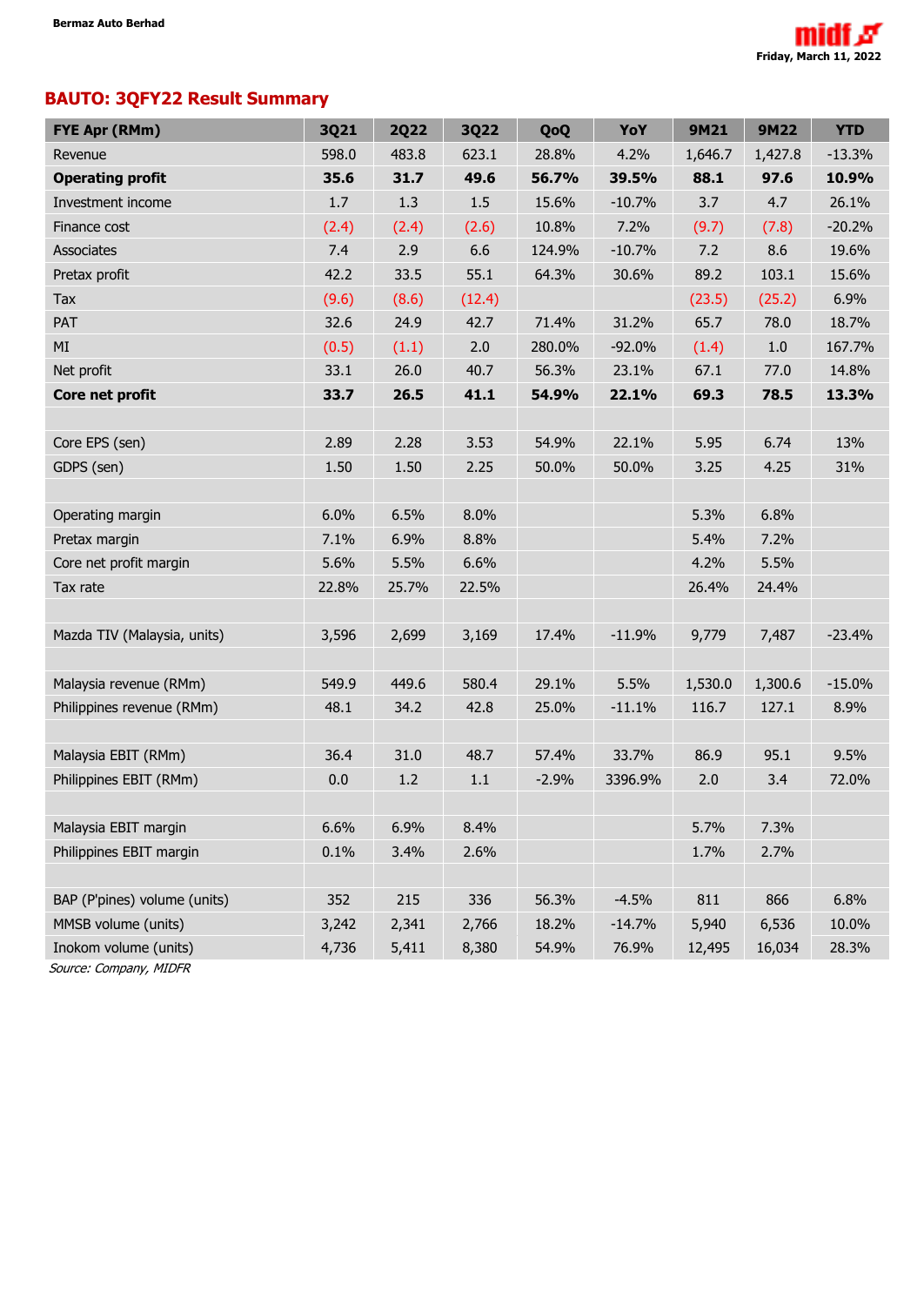## BAUTO: 3QFY22 Result Summary

| FYE Apr (RMm) | 3Q21 | 2Q22 | 3Q22 | QoQ | YoY | 9M21 | 9M22 | YTD |
|---|---|---|---|---|---|---|---|---|
| Revenue | 598.0 | 483.8 | 623.1 | 28.8% | 4.2% | 1,646.7 | 1,427.8 | -13.3% |
| **Operating profit** | **35.6** | **31.7** | **49.6** | **56.7%** | **39.5%** | **88.1** | **97.6** | **10.9%** |
| Investment income | 1.7 | 1.3 | 1.5 | 15.6% | -10.7% | 3.7 | 4.7 | 26.1% |
| Finance cost | (2.4) | (2.4) | (2.6) | 10.8% | 7.2% | (9.7) | (7.8) | -20.2% |
| Associates | 7.4 | 2.9 | 6.6 | 124.9% | -10.7% | 7.2 | 8.6 | 19.6% |
| Pretax profit | 42.2 | 33.5 | 55.1 | 64.3% | 30.6% | 89.2 | 103.1 | 15.6% |
| Tax | (9.6) | (8.6) | (12.4) | | | (23.5) | (25.2) | 6.9% |
| PAT | 32.6 | 24.9 | 42.7 | 71.4% | 31.2% | 65.7 | 78.0 | 18.7% |
| MI | (0.5) | (1.1) | 2.0 | 280.0% | -92.0% | (1.4) | 1.0 | 167.7% |
| Net profit | 33.1 | 26.0 | 40.7 | 56.3% | 23.1% | 67.1 | 77.0 | 14.8% |
| **Core net profit** | **33.7** | **26.5** | **41.1** | **54.9%** | **22.1%** | **69.3** | **78.5** | **13.3%** |
| | | | | | | | | |
| Core EPS (sen) | 2.89 | 2.28 | 3.53 | 54.9% | 22.1% | 5.95 | 6.74 | 13% |
| GDPS (sen) | 1.50 | 1.50 | 2.25 | 50.0% | 50.0% | 3.25 | 4.25 | 31% |
| | | | | | | | | |
| Operating margin | 6.0% | 6.5% | 8.0% | | | 5.3% | 6.8% | |
| Pretax margin | 7.1% | 6.9% | 8.8% | | | 5.4% | 7.2% | |
| Core net profit margin | 5.6% | 5.5% | 6.6% | | | 4.2% | 5.5% | |
| Tax rate | 22.8% | 25.7% | 22.5% | | | 26.4% | 24.4% | |
| | | | | | | | | |
| Mazda TIV (Malaysia, units) | 3,596 | 2,699 | 3,169 | 17.4% | -11.9% | 9,779 | 7,487 | -23.4% |
| | | | | | | | | |
| Malaysia revenue (RMm) | 549.9 | 449.6 | 580.4 | 29.1% | 5.5% | 1,530.0 | 1,300.6 | -15.0% |
| Philippines revenue (RMm) | 48.1 | 34.2 | 42.8 | 25.0% | -11.1% | 116.7 | 127.1 | 8.9% |
| | | | | | | | | |
| Malaysia EBIT (RMm) | 36.4 | 31.0 | 48.7 | 57.4% | 33.7% | 86.9 | 95.1 | 9.5% |
| Philippines EBIT (RMm) | 0.0 | 1.2 | 1.1 | -2.9% | 3396.9% | 2.0 | 3.4 | 72.0% |
| | | | | | | | | |
| Malaysia EBIT margin | 6.6% | 6.9% | 8.4% | | | 5.7% | 7.3% | |
| Philippines EBIT margin | 0.1% | 3.4% | 2.6% | | | 1.7% | 2.7% | |
| | | | | | | | | |
| BAP (P'pines) volume (units) | 352 | 215 | 336 | 56.3% | -4.5% | 811 | 866 | 6.8% |
| MMSB volume (units) | 3,242 | 2,341 | 2,766 | 18.2% | -14.7% | 5,940 | 6,536 | 10.0% |
| Inokom volume (units) | 4,736 | 5,411 | 8,380 | 54.9% | 76.9% | 12,495 | 16,034 | 28.3% |

*Source: Company, MIDFR*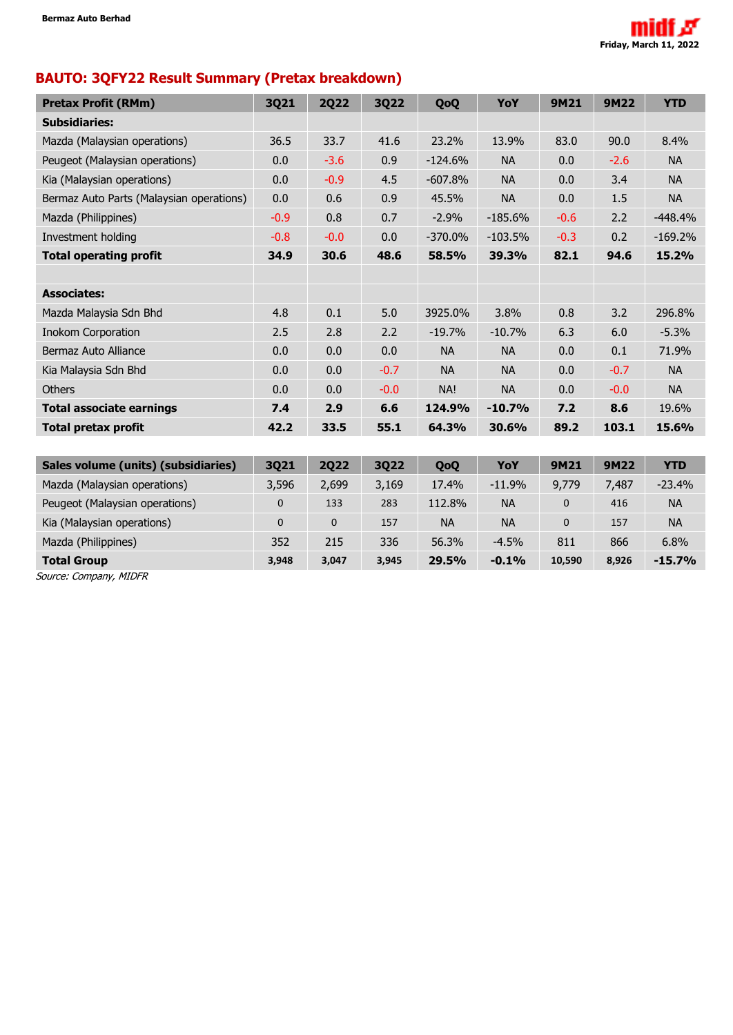## BAUTO: 3QFY22 Result Summary (Pretax breakdown)

| Pretax Profit (RMm) | 3Q21 | 2Q22 | 3Q22 | QoQ | YoY | 9M21 | 9M22 | YTD |
|---|---|---|---|---|---|---|---|---|
| **Subsidiaries:** | | | | | | | | |
| Mazda (Malaysian operations) | 36.5 | 33.7 | 41.6 | 23.2% | 13.9% | 83.0 | 90.0 | 8.4% |
| Peugeot (Malaysian operations) | 0.0 | -3.6 | 0.9 | -124.6% | NA | 0.0 | -2.6 | NA |
| Kia (Malaysian operations) | 0.0 | -0.9 | 4.5 | -607.8% | NA | 0.0 | 3.4 | NA |
| Bermaz Auto Parts (Malaysian operations) | 0.0 | 0.6 | 0.9 | 45.5% | NA | 0.0 | 1.5 | NA |
| Mazda (Philippines) | -0.9 | 0.8 | 0.7 | -2.9% | -185.6% | -0.6 | 2.2 | -448.4% |
| Investment holding | -0.8 | -0.0 | 0.0 | -370.0% | -103.5% | -0.3 | 0.2 | -169.2% |
| **Total operating profit** | **34.9** | **30.6** | **48.6** | **58.5%** | **39.3%** | **82.1** | **94.6** | **15.2%** |
| | | | | | | | | |
| **Associates:** | | | | | | | | |
| Mazda Malaysia Sdn Bhd | 4.8 | 0.1 | 5.0 | 3925.0% | 3.8% | 0.8 | 3.2 | 296.8% |
| Inokom Corporation | 2.5 | 2.8 | 2.2 | -19.7% | -10.7% | 6.3 | 6.0 | -5.3% |
| Bermaz Auto Alliance | 0.0 | 0.0 | 0.0 | NA | NA | 0.0 | 0.1 | 71.9% |
| Kia Malaysia Sdn Bhd | 0.0 | 0.0 | -0.7 | NA | NA | 0.0 | -0.7 | NA |
| Others | 0.0 | 0.0 | -0.0 | NA! | NA | 0.0 | -0.0 | NA |
| **Total associate earnings** | **7.4** | **2.9** | **6.6** | **124.9%** | **-10.7%** | **7.2** | **8.6** | **19.6%** |
| **Total pretax profit** | **42.2** | **33.5** | **55.1** | **64.3%** | **30.6%** | **89.2** | **103.1** | **15.6%** |

| Sales volume (units) (subsidiaries) | 3Q21 | 2Q22 | 3Q22 | QoQ | YoY | 9M21 | 9M22 | YTD |
|---|---|---|---|---|---|---|---|---|
| Mazda (Malaysian operations) | 3,596 | 2,699 | 3,169 | 17.4% | -11.9% | 9,779 | 7,487 | -23.4% |
| Peugeot (Malaysian operations) | 0 | 133 | 283 | 112.8% | NA | 0 | 416 | NA |
| Kia (Malaysian operations) | 0 | 0 | 157 | NA | NA | 0 | 157 | NA |
| Mazda (Philippines) | 352 | 215 | 336 | 56.3% | -4.5% | 811 | 866 | 6.8% |
| **Total Group** | **3,948** | **3,047** | **3,945** | **29.5%** | **-0.1%** | **10,590** | **8,926** | **-15.7%** |

*Source: Company, MIDFR*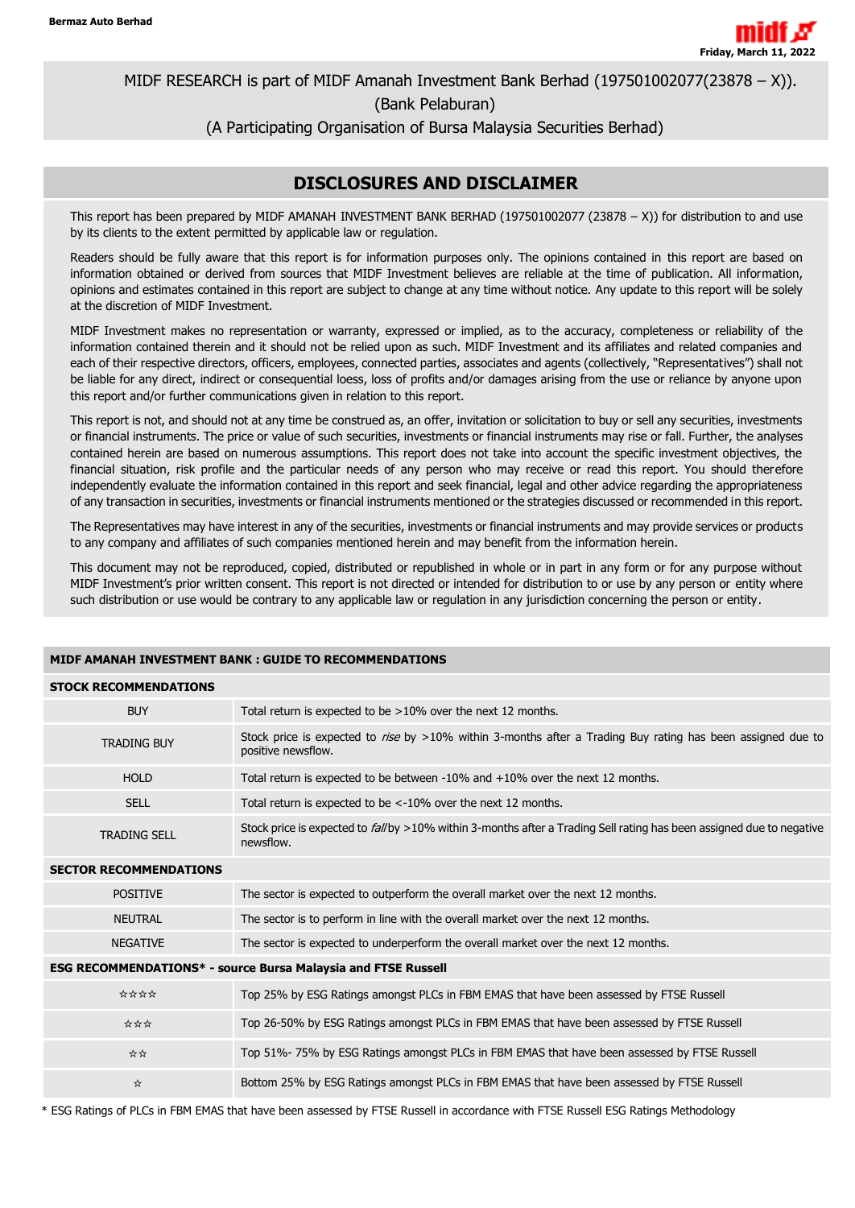MIDF RESEARCH is part of MIDF Amanah Investment Bank Berhad (197501002077(23878 – X)).
(Bank Pelaburan)
(A Participating Organisation of Bursa Malaysia Securities Berhad)

## DISCLOSURES AND DISCLAIMER

This report has been prepared by MIDF AMANAH INVESTMENT BANK BERHAD (197501002077 (23878 – X)) for distribution to and use by its clients to the extent permitted by applicable law or regulation.

Readers should be fully aware that this report is for information purposes only. The opinions contained in this report are based on information obtained or derived from sources that MIDF Investment believes are reliable at the time of publication. All information, opinions and estimates contained in this report are subject to change at any time without notice. Any update to this report will be solely at the discretion of MIDF Investment.

MIDF Investment makes no representation or warranty, expressed or implied, as to the accuracy, completeness or reliability of the information contained therein and it should not be relied upon as such. MIDF Investment and its affiliates and related companies and each of their respective directors, officers, employees, connected parties, associates and agents (collectively, "Representatives") shall not be liable for any direct, indirect or consequential loess, loss of profits and/or damages arising from the use or reliance by anyone upon this report and/or further communications given in relation to this report.

This report is not, and should not at any time be construed as, an offer, invitation or solicitation to buy or sell any securities, investments or financial instruments. The price or value of such securities, investments or financial instruments may rise or fall. Further, the analyses contained herein are based on numerous assumptions. This report does not take into account the specific investment objectives, the financial situation, risk profile and the particular needs of any person who may receive or read this report. You should therefore independently evaluate the information contained in this report and seek financial, legal and other advice regarding the appropriateness of any transaction in securities, investments or financial instruments mentioned or the strategies discussed or recommended in this report.

The Representatives may have interest in any of the securities, investments or financial instruments and may provide services or products to any company and affiliates of such companies mentioned herein and may benefit from the information herein.

This document may not be reproduced, copied, distributed or republished in whole or in part in any form or for any purpose without MIDF Investment's prior written consent. This report is not directed or intended for distribution to or use by any person or entity where such distribution or use would be contrary to any applicable law or regulation in any jurisdiction concerning the person or entity.

| MIDF AMANAH INVESTMENT BANK : GUIDE TO RECOMMENDATIONS | |
|---|---|
| **STOCK RECOMMENDATIONS** | |
| BUY | Total return is expected to be >10% over the next 12 months. |
| TRADING BUY | Stock price is expected to *rise* by >10% within 3-months after a Trading Buy rating has been assigned due to positive newsflow. |
| HOLD | Total return is expected to be between -10% and +10% over the next 12 months. |
| SELL | Total return is expected to be <-10% over the next 12 months. |
| TRADING SELL | Stock price is expected to *fall* by >10% within 3-months after a Trading Sell rating has been assigned due to negative newsflow. |
| **SECTOR RECOMMENDATIONS** | |
| POSITIVE | The sector is expected to outperform the overall market over the next 12 months. |
| NEUTRAL | The sector is to perform in line with the overall market over the next 12 months. |
| NEGATIVE | The sector is expected to underperform the overall market over the next 12 months. |
| **ESG RECOMMENDATIONS\* - source Bursa Malaysia and FTSE Russell** | |
| ☆☆☆☆ | Top 25% by ESG Ratings amongst PLCs in FBM EMAS that have been assessed by FTSE Russell |
| ☆☆☆ | Top 26-50% by ESG Ratings amongst PLCs in FBM EMAS that have been assessed by FTSE Russell |
| ☆☆ | Top 51%- 75% by ESG Ratings amongst PLCs in FBM EMAS that have been assessed by FTSE Russell |
| ☆ | Bottom 25% by ESG Ratings amongst PLCs in FBM EMAS that have been assessed by FTSE Russell |

\* ESG Ratings of PLCs in FBM EMAS that have been assessed by FTSE Russell in accordance with FTSE Russell ESG Ratings Methodology